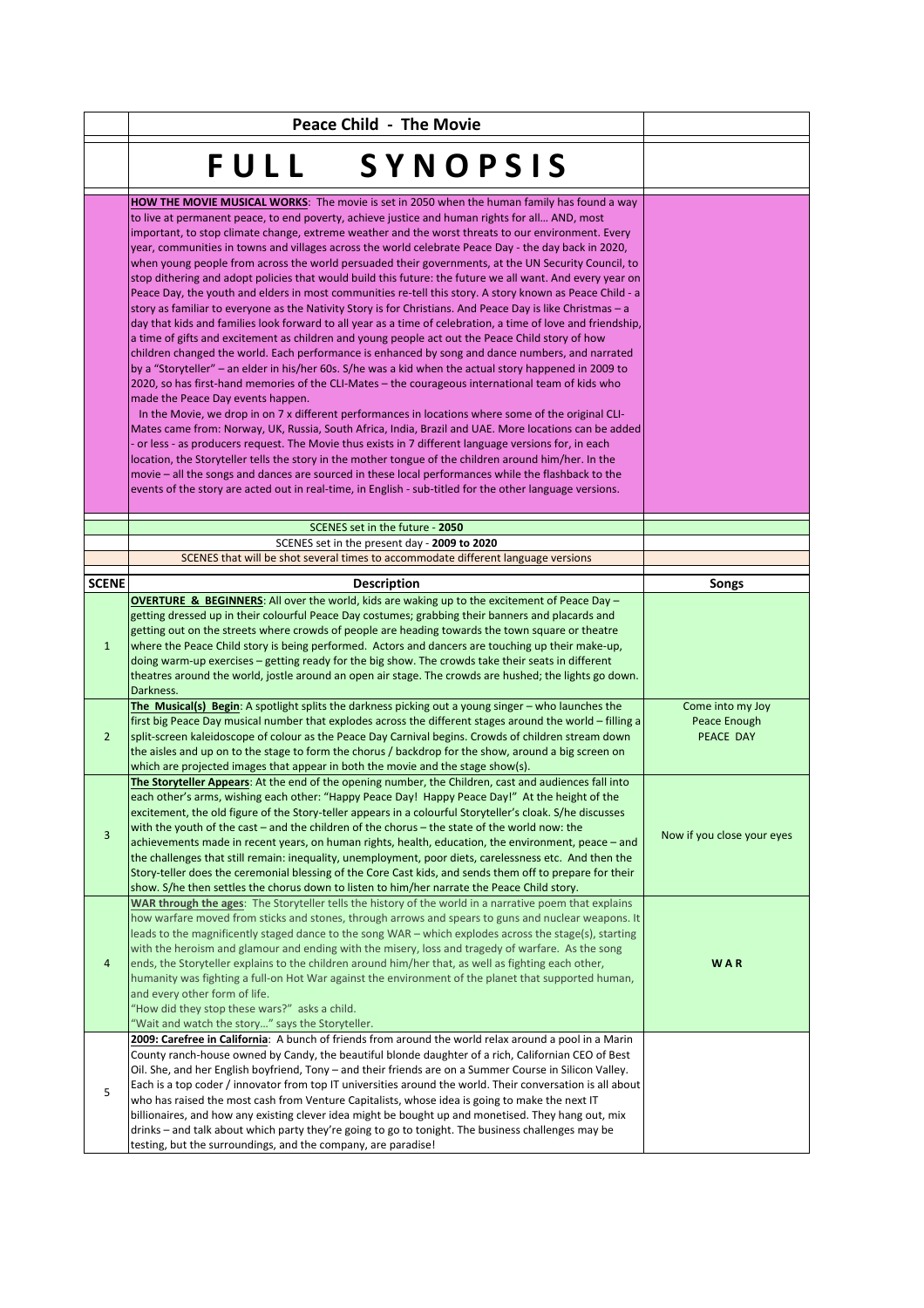# Peace Child - The Movie

# FULL SYNOPSIS

**HOW THE MOVIE MUSICAL WORKS**: The movie is set in 2050 when the human family has found a way to live at permanent peace, to end poverty, achieve justice and human rights for all… AND, most important, to stop climate change, extreme weather and the worst threats to our environment. Every year, communities in towns and villages across the world celebrate Peace Day - the day back in 2020, when young people from across the world persuaded their governments, at the UN Security Council, to stop dithering and adopt policies that would build this future: the future we all want. And every year on Peace Day, the youth and elders in most communities re-tell this story. A story known as Peace Child - a story as familiar to everyone as the Nativity Story is for Christians. And Peace Day is like Christmas – a day that kids and families look forward to all year as a time of celebration, a time of love and friendship, a time of gifts and excitement as children and young people act out the Peace Child story of how children changed the world. Each performance is enhanced by song and dance numbers, and narrated by a "Storyteller" – an elder in his/her 60s. S/he was a kid when the actual story happened in 2009 to 2020, so has first-hand memories of the CLI-Mates – the courageous international team of kids who made the Peace Day events happen.

In the Movie, we drop in on 7 x different performances in locations where some of the original CLI-Mates came from: Norway, UK, Russia, South Africa, India, Brazil and UAE. More locations can be added - or less - as producers request. The Movie thus exists in 7 different language versions for, in each location, the Storyteller tells the story in the mother tongue of the children around him/her. In the movie – all the songs and dances are sourced in these local performances while the flashback to the events of the story are acted out in real-time, in English - sub-titled for the other language versions.

SCENES set in the future - **2050**

SCENES set in the present day - **2009 to 2020**

SCENES that will be shot several times to accommodate different language versions

| SCENE | Description | Songs |
|---|---|---|
| 1 | **OVERTURE & BEGINNERS**: All over the world, kids are waking up to the excitement of Peace Day – getting dressed up in their colourful Peace Day costumes; grabbing their banners and placards and getting out on the streets where crowds of people are heading towards the town square or theatre where the Peace Child story is being performed. Actors and dancers are touching up their make-up, doing warm-up exercises – getting ready for the big show. The crowds take their seats in different theatres around the world, jostle around an open air stage. The crowds are hushed; the lights go down. Darkness. | |
| 2 | **The Musical(s) Begin**: A spotlight splits the darkness picking out a young singer – who launches the first big Peace Day musical number that explodes across the different stages around the world – filling a split-screen kaleidoscope of colour as the Peace Day Carnival begins. Crowds of children stream down the aisles and up on to the stage to form the chorus / backdrop for the show, around a big screen on which are projected images that appear in both the movie and the stage show(s). | Come into my Joy<br>Peace Enough<br>PEACE DAY |
| 3 | **The Storyteller Appears**: At the end of the opening number, the Children, cast and audiences fall into each other's arms, wishing each other: "Happy Peace Day! Happy Peace Day!" At the height of the excitement, the old figure of the Story-teller appears in a colourful Storyteller's cloak. S/he discusses with the youth of the cast – and the children of the chorus – the state of the world now: the achievements made in recent years, on human rights, health, education, the environment, peace – and the challenges that still remain: inequality, unemployment, poor diets, carelessness etc. And then the Story-teller does the ceremonial blessing of the Core Cast kids, and sends them off to prepare for their show. S/he then settles the chorus down to listen to him/her narrate the Peace Child story. | Now if you close your eyes |
| 4 | **WAR through the ages**: The Storyteller tells the history of the world in a narrative poem that explains how warfare moved from sticks and stones, through arrows and spears to guns and nuclear weapons. It leads to the magnificently staged dance to the song WAR – which explodes across the stage(s), starting with the heroism and glamour and ending with the misery, loss and tragedy of warfare. As the song ends, the Storyteller explains to the children around him/her that, as well as fighting each other, humanity was fighting a full-on Hot War against the environment of the planet that supported human, and every other form of life.<br>"How did they stop these wars?" asks a child.<br>"Wait and watch the story…" says the Storyteller. | **WAR** |
| 5 | **2009: Carefree in California**: A bunch of friends from around the world relax around a pool in a Marin County ranch-house owned by Candy, the beautiful blonde daughter of a rich, Californian CEO of Best Oil. She, and her English boyfriend, Tony – and their friends are on a Summer Course in Silicon Valley. Each is a top coder / innovator from top IT universities around the world. Their conversation is all about who has raised the most cash from Venture Capitalists, whose idea is going to make the next IT billionaires, and how any existing clever idea might be bought up and monetised. They hang out, mix drinks – and talk about which party they're going to go to tonight. The business challenges may be testing, but the surroundings, and the company, are paradise! | |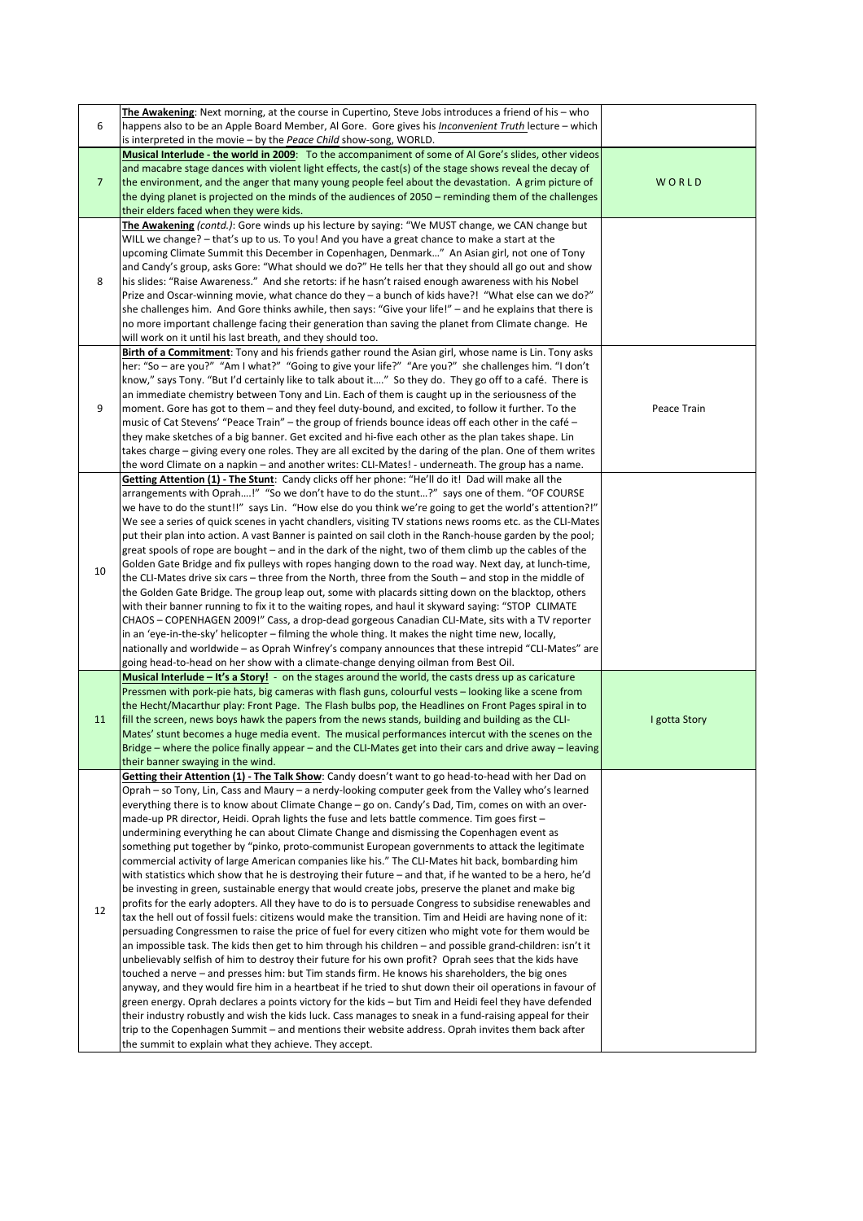| | | |
|---|---|---|
| 6 | **The Awakening**: Next morning, at the course in Cupertino, Steve Jobs introduces a friend of his – who happens also to be an Apple Board Member, Al Gore. Gore gives his ***Inconvenient Truth*** lecture – which is interpreted in the movie – by the ***Peace Child*** show-song, WORLD. | |
| 7 | **Musical Interlude - the world in 2009**: To the accompaniment of some of Al Gore's slides, other videos and macabre stage dances with violent light effects, the cast(s) of the stage shows reveal the decay of the environment, and the anger that many young people feel about the devastation. A grim picture of the dying planet is projected on the minds of the audiences of 2050 – reminding them of the challenges their elders faced when they were kids. | W O R L D |
| 8 | **The Awakening** *(contd.)*: Gore winds up his lecture by saying: "We MUST change, we CAN change but WILL we change? – that's up to us. To you! And you have a great chance to make a start at the upcoming Climate Summit this December in Copenhagen, Denmark…" An Asian girl, not one of Tony and Candy's group, asks Gore: "What should we do?" He tells her that they should all go out and show his slides: "Raise Awareness." And she retorts: if he hasn't raised enough awareness with his Nobel Prize and Oscar-winning movie, what chance do they – a bunch of kids have?! "What else can we do?" she challenges him. And Gore thinks awhile, then says: "Give your life!" – and he explains that there is no more important challenge facing their generation than saving the planet from Climate change. He will work on it until his last breath, and they should too. | |
| 9 | **Birth of a Commitment**: Tony and his friends gather round the Asian girl, whose name is Lin. Tony asks her: "So – are you?" "Am I what?" "Going to give your life?" "Are you?" she challenges him. "I don't know," says Tony. "But I'd certainly like to talk about it…." So they do. They go off to a café. There is an immediate chemistry between Tony and Lin. Each of them is caught up in the seriousness of the moment. Gore has got to them – and they feel duty-bound, and excited, to follow it further. To the music of Cat Stevens' "Peace Train" – the group of friends bounce ideas off each other in the café – they make sketches of a big banner. Get excited and hi-five each other as the plan takes shape. Lin takes charge – giving every one roles. They are all excited by the daring of the plan. One of them writes the word Climate on a napkin – and another writes: CLI-Mates! - underneath. The group has a name. | Peace Train |
| 10 | **Getting Attention (1) - The Stunt**: Candy clicks off her phone: "He'll do it! Dad will make all the arrangements with Oprah….!" "So we don't have to do the stunt…?" says one of them. "OF COURSE we have to do the stunt!!" says Lin. "How else do you think we're going to get the world's attention?!" We see a series of quick scenes in yacht chandlers, visiting TV stations news rooms etc. as the CLI-Mates put their plan into action. A vast Banner is painted on sail cloth in the Ranch-house garden by the pool; great spools of rope are bought – and in the dark of the night, two of them climb up the cables of the Golden Gate Bridge and fix pulleys with ropes hanging down to the road way. Next day, at lunch-time, the CLI-Mates drive six cars – three from the North, three from the South – and stop in the middle of the Golden Gate Bridge. The group leap out, some with placards sitting down on the blacktop, others with their banner running to fix it to the waiting ropes, and haul it skyward saying: "STOP CLIMATE CHAOS – COPENHAGEN 2009!" Cass, a drop-dead gorgeous Canadian CLI-Mate, sits with a TV reporter in an 'eye-in-the-sky' helicopter – filming the whole thing. It makes the night time new, locally, nationally and worldwide – as Oprah Winfrey's company announces that these intrepid "CLI-Mates" are going head-to-head on her show with a climate-change denying oilman from Best Oil. | |
| 11 | **Musical Interlude – It's a Story!** - on the stages around the world, the casts dress up as caricature Pressmen with pork-pie hats, big cameras with flash guns, colourful vests – looking like a scene from the Hecht/Macarthur play: Front Page. The Flash bulbs pop, the Headlines on Front Pages spiral in to fill the screen, news boys hawk the papers from the news stands, building and building as the CLI-Mates' stunt becomes a huge media event. The musical performances intercut with the scenes on the Bridge – where the police finally appear – and the CLI-Mates get into their cars and drive away – leaving their banner swaying in the wind. | I gotta Story |
| 12 | **Getting their Attention (1) - The Talk Show**: Candy doesn't want to go head-to-head with her Dad on Oprah – so Tony, Lin, Cass and Maury – a nerdy-looking computer geek from the Valley who's learned everything there is to know about Climate Change – go on. Candy's Dad, Tim, comes on with an over-made-up PR director, Heidi. Oprah lights the fuse and lets battle commence. Tim goes first – undermining everything he can about Climate Change and dismissing the Copenhagen event as something put together by "pinko, proto-communist European governments to attack the legitimate commercial activity of large American companies like his." The CLI-Mates hit back, bombarding him with statistics which show that he is destroying their future – and that, if he wanted to be a hero, he'd be investing in green, sustainable energy that would create jobs, preserve the planet and make big profits for the early adopters. All they have to do is to persuade Congress to subsidise renewables and tax the hell out of fossil fuels: citizens would make the transition. Tim and Heidi are having none of it: persuading Congressmen to raise the price of fuel for every citizen who might vote for them would be an impossible task. The kids then get to him through his children – and possible grand-children: isn't it unbelievably selfish of him to destroy their future for his own profit? Oprah sees that the kids have touched a nerve – and presses him: but Tim stands firm. He knows his shareholders, the big ones anyway, and they would fire him in a heartbeat if he tried to shut down their oil operations in favour of green energy. Oprah declares a points victory for the kids – but Tim and Heidi feel they have defended their industry robustly and wish the kids luck. Cass manages to sneak in a fund-raising appeal for their trip to the Copenhagen Summit – and mentions their website address. Oprah invites them back after the summit to explain what they achieve. They accept. | |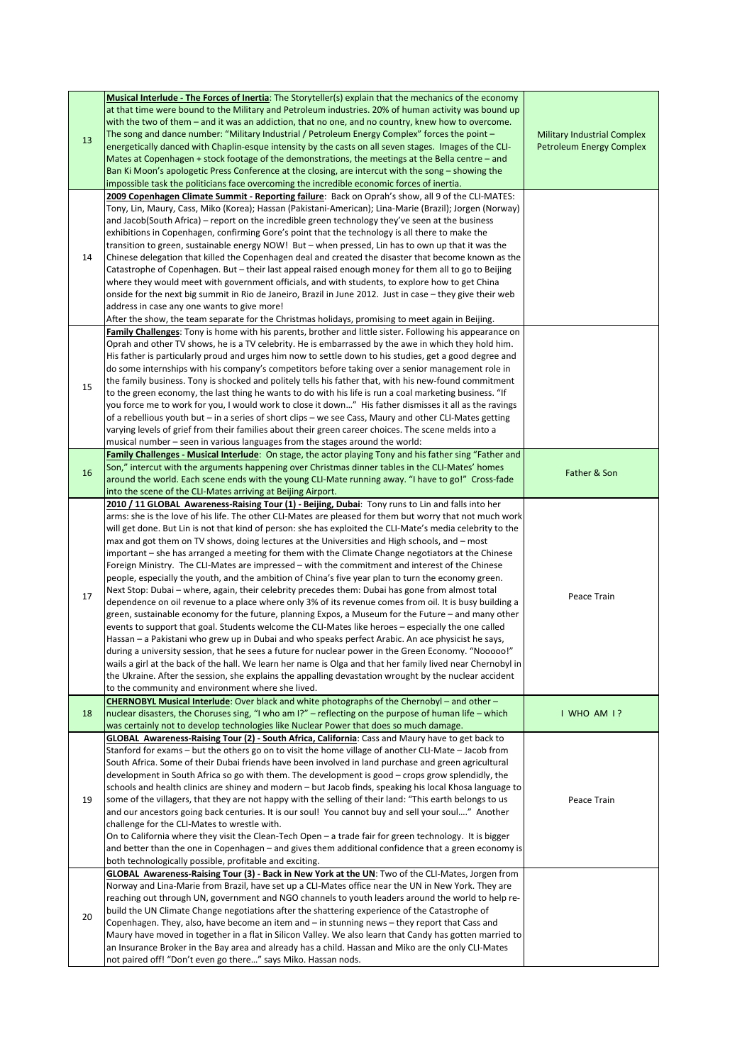| | | |
|---|---|---|
| 13 | **Musical Interlude - The Forces of Inertia**: The Storyteller(s) explain that the mechanics of the economy at that time were bound to the Military and Petroleum industries. 20% of human activity was bound up with the two of them – and it was an addiction, that no one, and no country, knew how to overcome. The song and dance number: "Military Industrial / Petroleum Energy Complex" forces the point – energetically danced with Chaplin-esque intensity by the casts on all seven stages. Images of the CLI-Mates at Copenhagen + stock footage of the demonstrations, the meetings at the Bella centre – and Ban Ki Moon's apologetic Press Conference at the closing, are intercut with the song – showing the impossible task the politicians face overcoming the incredible economic forces of inertia. | Military Industrial Complex Petroleum Energy Complex |
| 14 | **2009 Copenhagen Climate Summit - Reporting failure**: Back on Oprah's show, all 9 of the CLI-MATES: Tony, Lin, Maury, Cass, Miko (Korea); Hassan (Pakistani-American); Lina-Marie (Brazil); Jorgen (Norway) and Jacob(South Africa) – report on the incredible green technology they've seen at the business exhibitions in Copenhagen, confirming Gore's point that the technology is all there to make the transition to green, sustainable energy NOW! But – when pressed, Lin has to own up that it was the Chinese delegation that killed the Copenhagen deal and created the disaster that become known as the Catastrophe of Copenhagen. But – their last appeal raised enough money for them all to go to Beijing where they would meet with government officials, and with students, to explore how to get China onside for the next big summit in Rio de Janeiro, Brazil in June 2012. Just in case – they give their web address in case any one wants to give more!<br>After the show, the team separate for the Christmas holidays, promising to meet again in Beijing. | |
| 15 | **Family Challenges**: Tony is home with his parents, brother and little sister. Following his appearance on Oprah and other TV shows, he is a TV celebrity. He is embarrassed by the awe in which they hold him. His father is particularly proud and urges him now to settle down to his studies, get a good degree and do some internships with his company's competitors before taking over a senior management role in the family business. Tony is shocked and politely tells his father that, with his new-found commitment to the green economy, the last thing he wants to do with his life is run a coal marketing business. "If you force me to work for you, I would work to close it down…" His father dismisses it all as the ravings of a rebellious youth but – in a series of short clips – we see Cass, Maury and other CLI-Mates getting varying levels of grief from their families about their green career choices. The scene melds into a musical number – seen in various languages from the stages around the world: | |
| 16 | **Family Challenges - Musical Interlude**: On stage, the actor playing Tony and his father sing "Father and Son," intercut with the arguments happening over Christmas dinner tables in the CLI-Mates' homes around the world. Each scene ends with the young CLI-Mate running away. "I have to go!" Cross-fade into the scene of the CLI-Mates arriving at Beijing Airport. | Father & Son |
| 17 | **2010 / 11 GLOBAL Awareness-Raising Tour (1) - Beijing, Dubai**: Tony runs to Lin and falls into her arms: she is the love of his life. The other CLI-Mates are pleased for them but worry that not much work will get done. But Lin is not that kind of person: she has exploited the CLI-Mate's media celebrity to the max and got them on TV shows, doing lectures at the Universities and High schools, and – most important – she has arranged a meeting for them with the Climate Change negotiators at the Chinese Foreign Ministry. The CLI-Mates are impressed – with the commitment and interest of the Chinese people, especially the youth, and the ambition of China's five year plan to turn the economy green.<br>Next Stop: Dubai – where, again, their celebrity precedes them: Dubai has gone from almost total dependence on oil revenue to a place where only 3% of its revenue comes from oil. It is busy building a green, sustainable economy for the future, planning Expos, a Museum for the Future – and many other events to support that goal. Students welcome the CLI-Mates like heroes – especially the one called Hassan – a Pakistani who grew up in Dubai and who speaks perfect Arabic. An ace physicist he says, during a university session, that he sees a future for nuclear power in the Green Economy. "Nooooo!" wails a girl at the back of the hall. We learn her name is Olga and that her family lived near Chernobyl in the Ukraine. After the session, she explains the appalling devastation wrought by the nuclear accident to the community and environment where she lived. | Peace Train |
| 18 | **CHERNOBYL Musical Interlude**: Over black and white photographs of the Chernobyl – and other – nuclear disasters, the Choruses sing, "I who am I?" – reflecting on the purpose of human life – which was certainly not to develop technologies like Nuclear Power that does so much damage. | I WHO AM I? |
| 19 | **GLOBAL Awareness-Raising Tour (2) - South Africa, California**: Cass and Maury have to get back to Stanford for exams – but the others go on to visit the home village of another CLI-Mate – Jacob from South Africa. Some of their Dubai friends have been involved in land purchase and green agricultural development in South Africa so go with them. The development is good – crops grow splendidly, the schools and health clinics are shiney and modern – but Jacob finds, speaking his local Khosa language to some of the villagers, that they are not happy with the selling of their land: "This earth belongs to us and our ancestors going back centuries. It is our soul! You cannot buy and sell your soul…." Another challenge for the CLI-Mates to wrestle with.<br>On to California where they visit the Clean-Tech Open – a trade fair for green technology. It is bigger and better than the one in Copenhagen – and gives them additional confidence that a green economy is both technologically possible, profitable and exciting. | Peace Train |
| 20 | **GLOBAL Awareness-Raising Tour (3) - Back in New York at the UN**: Two of the CLI-Mates, Jorgen from Norway and Lina-Marie from Brazil, have set up a CLI-Mates office near the UN in New York. They are reaching out through UN, government and NGO channels to youth leaders around the world to help re-build the UN Climate Change negotiations after the shattering experience of the Catastrophe of Copenhagen. They, also, have become an item and – in stunning news – they report that Cass and Maury have moved in together in a flat in Silicon Valley. We also learn that Candy has gotten married to an Insurance Broker in the Bay area and already has a child. Hassan and Miko are the only CLI-Mates not paired off! "Don't even go there…" says Miko. Hassan nods. | |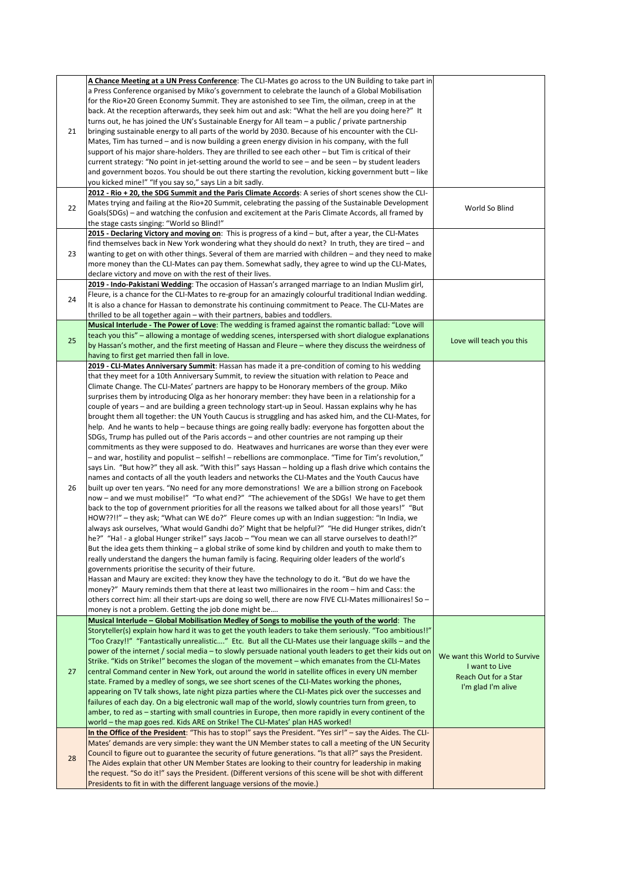| | | |
|---|---|---|
| 21 | **A Chance Meeting at a UN Press Conference**: The CLI-Mates go across to the UN Building to take part in a Press Conference organised by Miko's government to celebrate the launch of a Global Mobilisation for the Rio+20 Green Economy Summit. They are astonished to see Tim, the oilman, creep in at the back. At the reception afterwards, they seek him out and ask: "What the hell are you doing here?" It turns out, he has joined the UN's Sustainable Energy for All team – a public / private partnership bringing sustainable energy to all parts of the world by 2030. Because of his encounter with the CLI-Mates, Tim has turned – and is now building a green energy division in his company, with the full support of his major share-holders. They are thrilled to see each other – but Tim is critical of their current strategy: "No point in jet-setting around the world to see – and be seen – by student leaders and government bozos. You should be out there starting the revolution, kicking government butt – like you kicked mine!" "If you say so," says Lin a bit sadly. | |
| 22 | **2012 - Rio + 20, the SDG Summit and the Paris Climate Accords**: A series of short scenes show the CLI-Mates trying and failing at the Rio+20 Summit, celebrating the passing of the Sustainable Development Goals(SDGs) – and watching the confusion and excitement at the Paris Climate Accords, all framed by the stage casts singing: "World so Blind!" | World So Blind |
| 23 | **2015 - Declaring Victory and moving on**: This is progress of a kind – but, after a year, the CLI-Mates find themselves back in New York wondering what they should do next? In truth, they are tired – and wanting to get on with other things. Several of them are married with children – and they need to make more money than the CLI-Mates can pay them. Somewhat sadly, they agree to wind up the CLI-Mates, declare victory and move on with the rest of their lives. | |
| 24 | **2019 - Indo-Pakistani Wedding**: The occasion of Hassan's arranged marriage to an Indian Muslim girl, Fleure, is a chance for the CLI-Mates to re-group for an amazingly colourful traditional Indian wedding. It is also a chance for Hassan to demonstrate his continuing commitment to Peace. The CLI-Mates are thrilled to be all together again – with their partners, babies and toddlers. | |
| 25 | **Musical Interlude - The Power of Love**: The wedding is framed against the romantic ballad: "Love will teach you this" – allowing a montage of wedding scenes, interspersed with short dialogue explanations by Hassan's mother, and the first meeting of Hassan and Fleure – where they discuss the weirdness of having to first get married then fall in love. | Love will teach you this |
| 26 | **2019 - CLI-Mates Anniversary Summit**: Hassan has made it a pre-condition of coming to his wedding that they meet for a 10th Anniversary Summit, to review the situation with relation to Peace and Climate Change. The CLI-Mates' partners are happy to be Honorary members of the group. Miko surprises them by introducing Olga as her honorary member: they have been in a relationship for a couple of years – and are building a green technology start-up in Seoul. Hassan explains why he has brought them all together: the UN Youth Caucus is struggling and has asked him, and the CLI-Mates, for help. And he wants to help – because things are going really badly: everyone has forgotten about the SDGs, Trump has pulled out of the Paris accords – and other countries are not ramping up their commitments as they were supposed to do. Heatwaves and hurricanes are worse than they ever were – and war, hostility and populist – selfish! – rebellions are commonplace. "Time for Tim's revolution," says Lin. "But how?" they all ask. "With this!" says Hassan – holding up a flash drive which contains the names and contacts of all the youth leaders and networks the CLI-Mates and the Youth Caucus have built up over ten years. "No need for any more demonstrations! We are a billion strong on Facebook now – and we must mobilise!" "To what end?" "The achievement of the SDGs! We have to get them back to the top of government priorities for all the reasons we talked about for all those years!" "But HOW??!!" – they ask; "What can WE do?" Fleure comes up with an Indian suggestion: "In India, we always ask ourselves, 'What would Gandhi do?' Might that be helpful?" "He did Hunger strikes, didn't he?" "Ha! - a global Hunger strike!" says Jacob – "You mean we can all starve ourselves to death!?" But the idea gets them thinking – a global strike of some kind by children and youth to make them to really understand the dangers the human family is facing. Requiring older leaders of the world's governments prioritise the security of their future.<br>Hassan and Maury are excited: they know they have the technology to do it. "But do we have the money?" Maury reminds them that there at least two millionaires in the room – him and Cass: the others correct him: all their start-ups are doing so well, there are now FIVE CLI-Mates millionaires! So – money is not a problem. Getting the job done might be…. | |
| 27 | **Musical Interlude – Global Mobilisation Medley of Songs to mobilise the youth of the world**: The Storyteller(s) explain how hard it was to get the youth leaders to take them seriously. "Too ambitious!!" "Too Crazy!!" "Fantastically unrealistic…." Etc. But all the CLI-Mates use their language skills – and the power of the internet / social media – to slowly persuade national youth leaders to get their kids out on Strike. "Kids on Strike!" becomes the slogan of the movement – which emanates from the CLI-Mates central Command center in New York, out around the world in satellite offices in every UN member state. Framed by a medley of songs, we see short scenes of the CLI-Mates working the phones, appearing on TV talk shows, late night pizza parties where the CLI-Mates pick over the successes and failures of each day. On a big electronic wall map of the world, slowly countries turn from green, to amber, to red as – starting with small countries in Europe, then more rapidly in every continent of the world – the map goes red. Kids ARE on Strike! The CLI-Mates' plan HAS worked! | We want this World to Survive<br>I want to Live<br>Reach Out for a Star<br>I'm glad I'm alive |
| 28 | **In the Office of the President**: "This has to stop!" says the President. "Yes sir!" – say the Aides. The CLI-Mates' demands are very simple: they want the UN Member states to call a meeting of the UN Security Council to figure out to guarantee the security of future generations. "Is that all?" says the President. The Aides explain that other UN Member States are looking to their country for leadership in making the request. "So do it!" says the President. (Different versions of this scene will be shot with different Presidents to fit in with the different language versions of the movie.) | |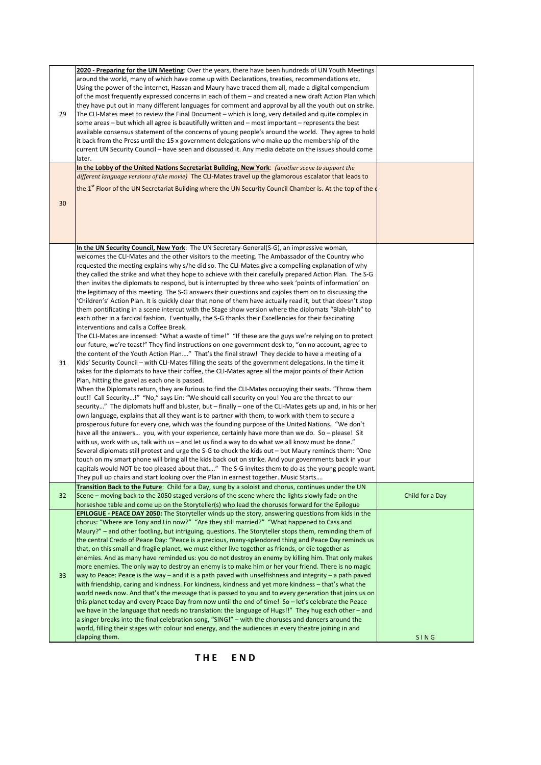| | | |
|---|---|---|
| 29 | **2020 - Preparing for the UN Meeting**: Over the years, there have been hundreds of UN Youth Meetings around the world, many of which have come up with Declarations, treaties, recommendations etc. Using the power of the internet, Hassan and Maury have traced them all, made a digital compendium of the most frequently expressed concerns in each of them – and created a new draft Action Plan which they have put out in many different languages for comment and approval by all the youth out on strike. The CLI-Mates meet to review the Final Document – which is long, very detailed and quite complex in some areas – but which all agree is beautifully written and – most important – represents the best available consensus statement of the concerns of young people's around the world. They agree to hold it back from the Press until the 15 x government delegations who make up the membership of the current UN Security Council – have seen and discussed it. Any media debate on the issues should come later. | |
| 30 | **In the Lobby of the United Nations Secretariat Building, New York**: *(another scene to support the different language versions of the movie)* The CLI-Mates travel up the glamorous escalator that leads to the 1st Floor of the UN Secretariat Building where the UN Security Council Chamber is. At the top of the e | |
| 31 | **In the UN Security Council, New York**: The UN Secretary-General(S-G), an impressive woman, welcomes the CLI-Mates and the other visitors to the meeting. The Ambassador of the Country who requested the meeting explains why s/he did so. The CLI-Mates give a compelling explanation of why they called the strike and what they hope to achieve with their carefully prepared Action Plan. The S-G then invites the diplomats to respond, but is interrupted by three who seek 'points of information' on the legitimacy of this meeting. The S-G answers their questions and cajoles them on to discussing the 'Children's' Action Plan. It is quickly clear that none of them have actually read it, but that doesn't stop them pontificating in a scene intercut with the Stage show version where the diplomats "Blah-blah" to each other in a farcical fashion. Eventually, the S-G thanks their Excellencies for their fascinating interventions and calls a Coffee Break.<br>The CLI-Mates are incensed: "What a waste of time!" "If these are the guys we're relying on to protect our future, we're toast!" They find instructions on one government desk to, "on no account, agree to the content of the Youth Action Plan…." That's the final straw! They decide to have a meeting of a Kids' Security Council – with CLI-Mates filling the seats of the government delegations. In the time it takes for the diplomats to have their coffee, the CLI-Mates agree all the major points of their Action Plan, hitting the gavel as each one is passed.<br>When the Diplomats return, they are furious to find the CLI-Mates occupying their seats. "Throw them out!! Call Security…!" "No," says Lin: "We should call security on you! You are the threat to our security…" The diplomats huff and bluster, but – finally – one of the CLI-Mates gets up and, in his or her own language, explains that all they want is to partner with them, to work with them to secure a prosperous future for every one, which was the founding purpose of the United Nations. "We don't have all the answers… you, with your experience, certainly have more than we do. So – please! Sit with us, work with us, talk with us – and let us find a way to do what we all know must be done." Several diplomats still protest and urge the S-G to chuck the kids out – but Maury reminds them: "One touch on my smart phone will bring all the kids back out on strike. And your governments back in your capitals would NOT be too pleased about that…." The S-G invites them to do as the young people want. They pull up chairs and start looking over the Plan in earnest together. Music Starts…. | |
| 32 | **Transition Back to the Future**: Child for a Day, sung by a soloist and chorus, continues under the UN Scene – moving back to the 2050 staged versions of the scene where the lights slowly fade on the horseshoe table and come up on the Storyteller(s) who lead the choruses forward for the Epilogue | Child for a Day |
| 33 | **EPILOGUE - PEACE DAY 2050:** The Storyteller winds up the story, answering questions from kids in the chorus: "Where are Tony and Lin now?" "Are they still married?" "What happened to Cass and Maury?" – and other footling, but intriguing, questions. The Storyteller stops them, reminding them of the central Credo of Peace Day: "Peace is a precious, many-splendored thing and Peace Day reminds us that, on this small and fragile planet, we must either live together as friends, or die together as enemies. And as many have reminded us: you do not destroy an enemy by killing him. That only makes more enemies. The only way to destroy an enemy is to make him or her your friend. There is no magic way to Peace: Peace is the way – and it is a path paved with unselfishness and integrity – a path paved with friendship, caring and kindness. For kindness, kindness and yet more kindness – that's what the world needs now. And that's the message that is passed to you and to every generation that joins us on this planet today and every Peace Day from now until the end of time! So – let's celebrate the Peace we have in the language that needs no translation: the language of Hugs!!" They hug each other – and a singer breaks into the final celebration song, "SING!" – with the choruses and dancers around the world, filling their stages with colour and energy, and the audiences in every theatre joining in and clapping them. | S I N G |

**T H E E N D**